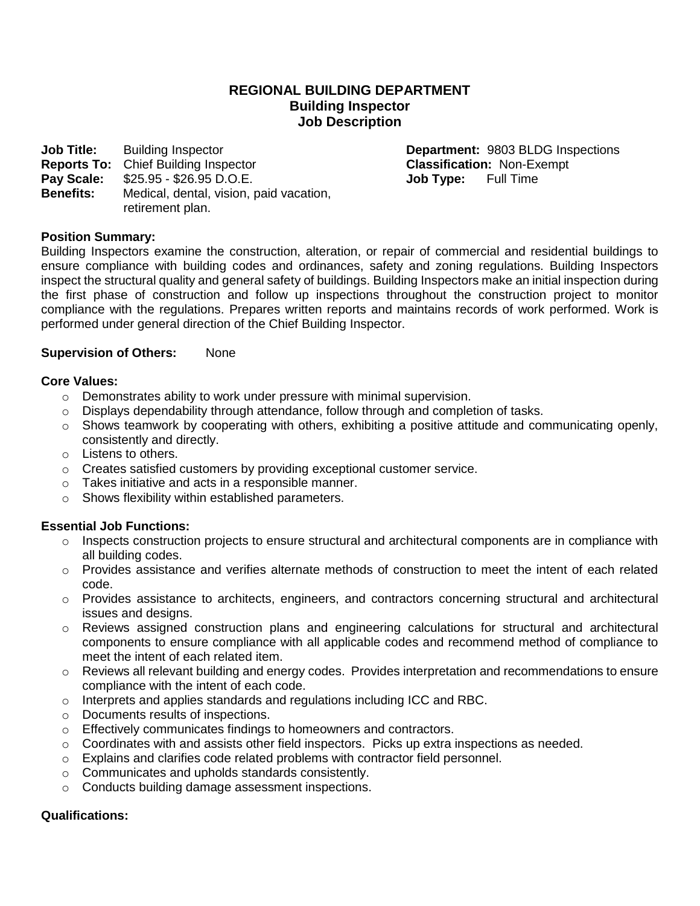# REGIONAL BUILDING DEPARTMENT
## Building Inspector
## Job Description

**Job Title:** Building Inspector
**Reports To:** Chief Building Inspector
**Pay Scale:** $25.95 - $26.95 D.O.E.
**Benefits:** Medical, dental, vision, paid vacation, retirement plan.

**Department:** 9803 BLDG Inspections
**Classification:** Non-Exempt
**Job Type:** Full Time

**Position Summary:**
Building Inspectors examine the construction, alteration, or repair of commercial and residential buildings to ensure compliance with building codes and ordinances, safety and zoning regulations. Building Inspectors inspect the structural quality and general safety of buildings. Building Inspectors make an initial inspection during the first phase of construction and follow up inspections throughout the construction project to monitor compliance with the regulations. Prepares written reports and maintains records of work performed. Work is performed under general direction of the Chief Building Inspector.

**Supervision of Others:** None

**Core Values:**

- Demonstrates ability to work under pressure with minimal supervision.
- Displays dependability through attendance, follow through and completion of tasks.
- Shows teamwork by cooperating with others, exhibiting a positive attitude and communicating openly, consistently and directly.
- Listens to others.
- Creates satisfied customers by providing exceptional customer service.
- Takes initiative and acts in a responsible manner.
- Shows flexibility within established parameters.

**Essential Job Functions:**

- Inspects construction projects to ensure structural and architectural components are in compliance with all building codes.
- Provides assistance and verifies alternate methods of construction to meet the intent of each related code.
- Provides assistance to architects, engineers, and contractors concerning structural and architectural issues and designs.
- Reviews assigned construction plans and engineering calculations for structural and architectural components to ensure compliance with all applicable codes and recommend method of compliance to meet the intent of each related item.
- Reviews all relevant building and energy codes. Provides interpretation and recommendations to ensure compliance with the intent of each code.
- Interprets and applies standards and regulations including ICC and RBC.
- Documents results of inspections.
- Effectively communicates findings to homeowners and contractors.
- Coordinates with and assists other field inspectors. Picks up extra inspections as needed.
- Explains and clarifies code related problems with contractor field personnel.
- Communicates and upholds standards consistently.
- Conducts building damage assessment inspections.

**Qualifications:**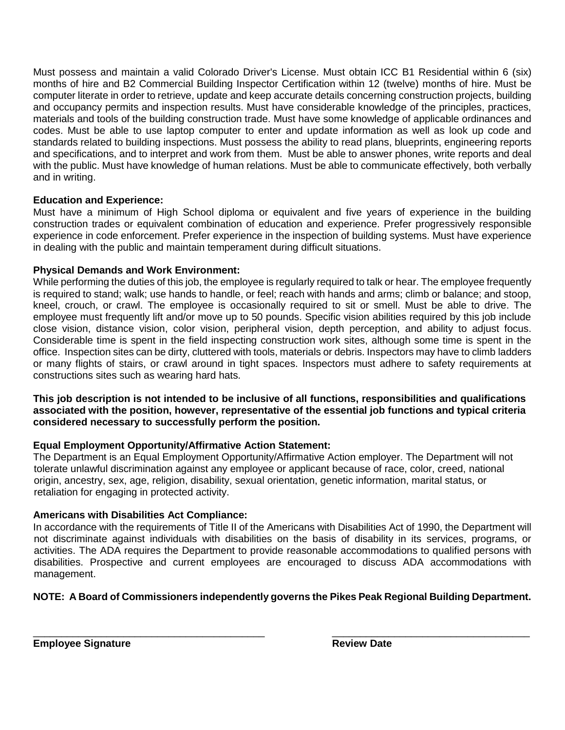Must possess and maintain a valid Colorado Driver's License. Must obtain ICC B1 Residential within 6 (six) months of hire and B2 Commercial Building Inspector Certification within 12 (twelve) months of hire. Must be computer literate in order to retrieve, update and keep accurate details concerning construction projects, building and occupancy permits and inspection results. Must have considerable knowledge of the principles, practices, materials and tools of the building construction trade. Must have some knowledge of applicable ordinances and codes. Must be able to use laptop computer to enter and update information as well as look up code and standards related to building inspections. Must possess the ability to read plans, blueprints, engineering reports and specifications, and to interpret and work from them. Must be able to answer phones, write reports and deal with the public. Must have knowledge of human relations. Must be able to communicate effectively, both verbally and in writing.

**Education and Experience:**
Must have a minimum of High School diploma or equivalent and five years of experience in the building construction trades or equivalent combination of education and experience. Prefer progressively responsible experience in code enforcement. Prefer experience in the inspection of building systems. Must have experience in dealing with the public and maintain temperament during difficult situations.

**Physical Demands and Work Environment:**
While performing the duties of this job, the employee is regularly required to talk or hear. The employee frequently is required to stand; walk; use hands to handle, or feel; reach with hands and arms; climb or balance; and stoop, kneel, crouch, or crawl. The employee is occasionally required to sit or smell. Must be able to drive. The employee must frequently lift and/or move up to 50 pounds. Specific vision abilities required by this job include close vision, distance vision, color vision, peripheral vision, depth perception, and ability to adjust focus. Considerable time is spent in the field inspecting construction work sites, although some time is spent in the office. Inspection sites can be dirty, cluttered with tools, materials or debris. Inspectors may have to climb ladders or many flights of stairs, or crawl around in tight spaces. Inspectors must adhere to safety requirements at constructions sites such as wearing hard hats.

**This job description is not intended to be inclusive of all functions, responsibilities and qualifications associated with the position, however, representative of the essential job functions and typical criteria considered necessary to successfully perform the position.**

**Equal Employment Opportunity/Affirmative Action Statement:**
The Department is an Equal Employment Opportunity/Affirmative Action employer. The Department will not tolerate unlawful discrimination against any employee or applicant because of race, color, creed, national origin, ancestry, sex, age, religion, disability, sexual orientation, genetic information, marital status, or retaliation for engaging in protected activity.

**Americans with Disabilities Act Compliance:**
In accordance with the requirements of Title II of the Americans with Disabilities Act of 1990, the Department will not discriminate against individuals with disabilities on the basis of disability in its services, programs, or activities. The ADA requires the Department to provide reasonable accommodations to qualified persons with disabilities. Prospective and current employees are encouraged to discuss ADA accommodations with management.

**NOTE: A Board of Commissioners independently governs the Pikes Peak Regional Building Department.**

\_\_\_\_\_\_\_\_\_\_\_\_\_\_\_\_\_\_\_\_\_\_\_\_\_\_\_\_\_\_\_\_\_\_\_\_\_\_\_\_\_\_ &nbsp;&nbsp;&nbsp;&nbsp; \_\_\_\_\_\_\_\_\_\_\_\_\_\_\_\_\_\_\_\_\_\_\_\_\_\_\_\_\_\_\_\_\_\_\_\_

**Employee Signature** &nbsp;&nbsp;&nbsp;&nbsp; **Review Date**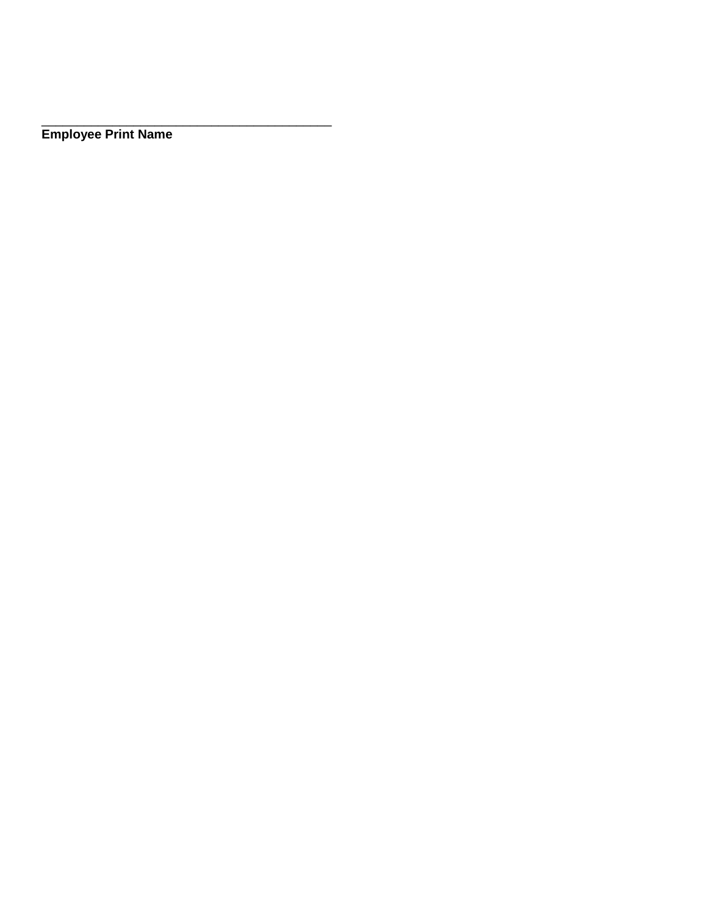_____________________________________________
**Employee Print Name**